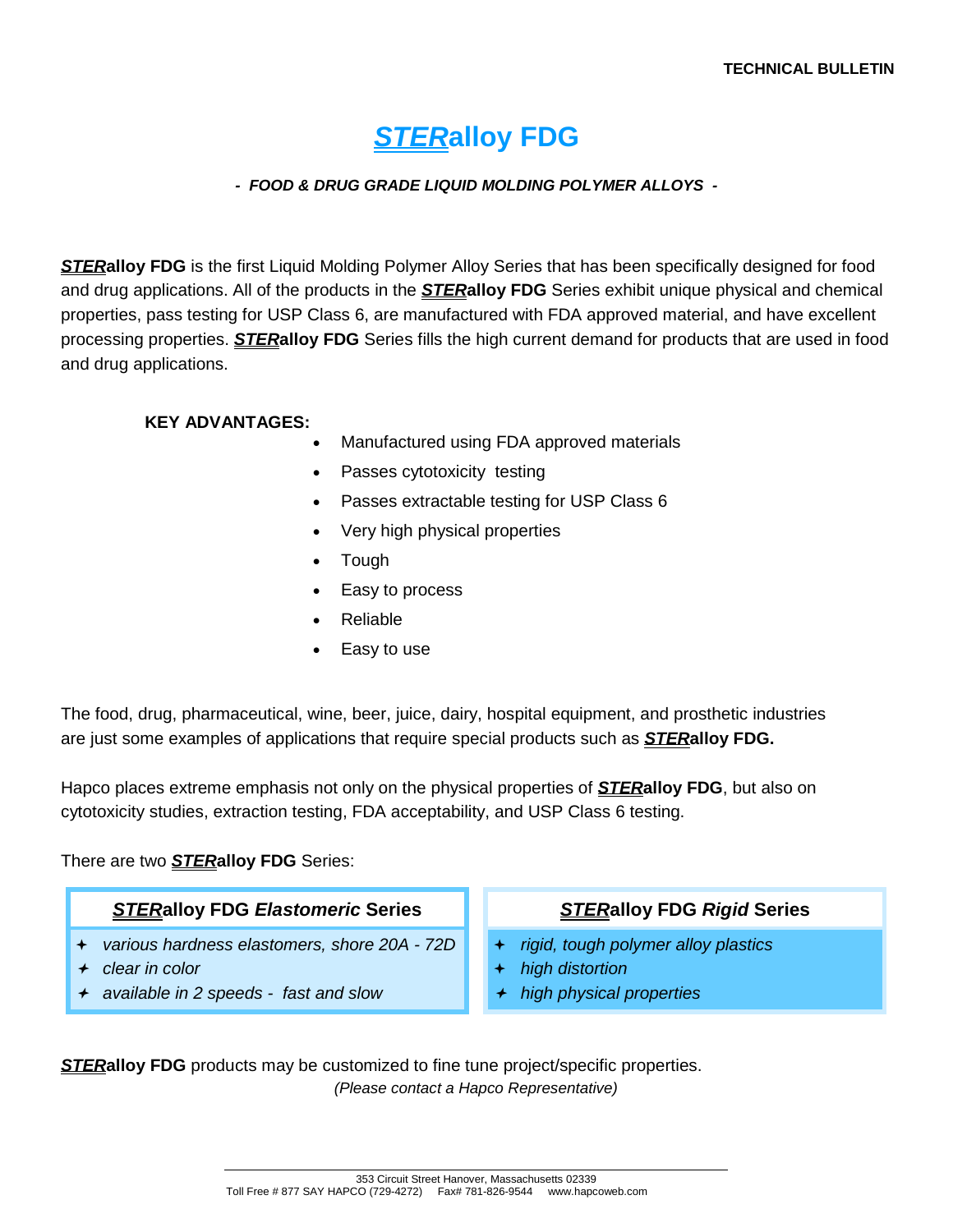TECHNICAL BULLETIN

# ***STER*alloy FDG**

***- FOOD & DRUG GRADE LIQUID MOLDING POLYMER ALLOYS -***

***STER*alloy FDG** is the first Liquid Molding Polymer Alloy Series that has been specifically designed for food and drug applications. All of the products in the ***STER*alloy FDG** Series exhibit unique physical and chemical properties, pass testing for USP Class 6, are manufactured with FDA approved material, and have excellent processing properties. ***STER*alloy FDG** Series fills the high current demand for products that are used in food and drug applications.

**KEY ADVANTAGES:**

- Manufactured using FDA approved materials
- Passes cytotoxicity testing
- Passes extractable testing for USP Class 6
- Very high physical properties
- Tough
- Easy to process
- Reliable
- Easy to use

The food, drug, pharmaceutical, wine, beer, juice, dairy, hospital equipment, and prosthetic industries are just some examples of applications that require special products such as ***STER*alloy FDG.**

Hapco places extreme emphasis not only on the physical properties of ***STER*alloy FDG**, but also on cytotoxicity studies, extraction testing, FDA acceptability, and USP Class 6 testing.

There are two ***STER*alloy FDG** Series:

| ***STER*alloy FDG *Elastomeric* Series** | ***STER*alloy FDG *Rigid* Series** |
|---|---|
| ✦ *various hardness elastomers, shore 20A - 72D*<br>✦ *clear in color*<br>✦ *available in 2 speeds - fast and slow* | ✦ *rigid, tough polymer alloy plastics*<br>✦ *high distortion*<br>✦ *high physical properties* |

***STER*alloy FDG** products may be customized to fine tune project/specific properties.
*(Please contact a Hapco Representative)*

353 Circuit Street Hanover, Massachusetts 02339
Toll Free # 877 SAY HAPCO (729-4272) Fax# 781-826-9544 www.hapcoweb.com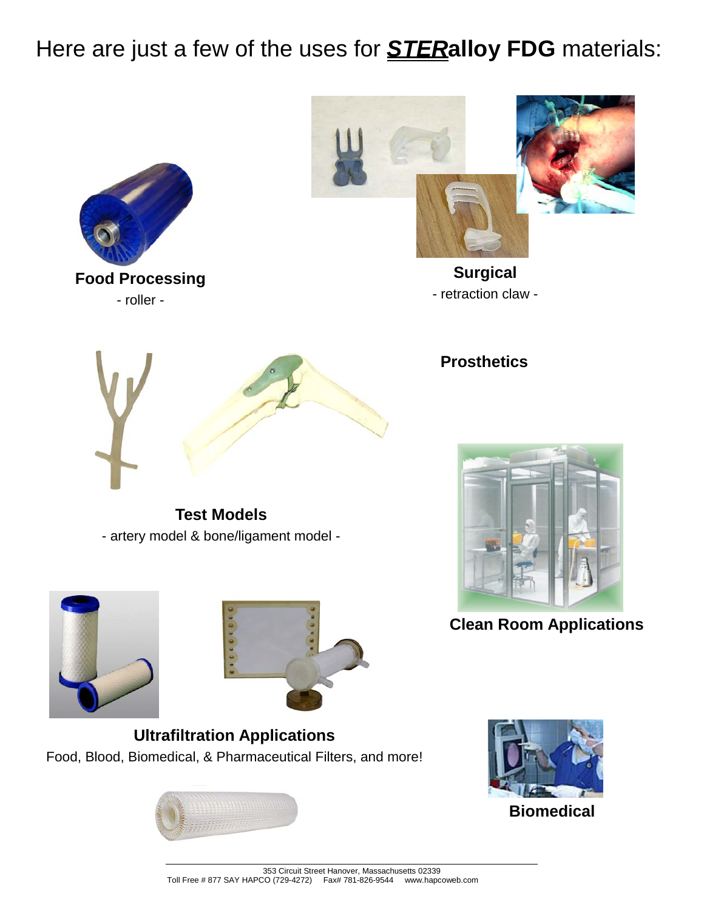# Here are just a few of the uses for ***STER*alloy FDG** materials:

**Food Processing**

- roller -

**Surgical**

- retraction claw -

**Prosthetics**

**Test Models**

- artery model & bone/ligament model -

**Clean Room Applications**

**Ultrafiltration Applications**

Food, Blood, Biomedical, & Pharmaceutical Filters, and more!

**Biomedical**

353 Circuit Street Hanover, Massachusetts 02339
Toll Free # 877 SAY HAPCO (729-4272) Fax# 781-826-9544 www.hapcoweb.com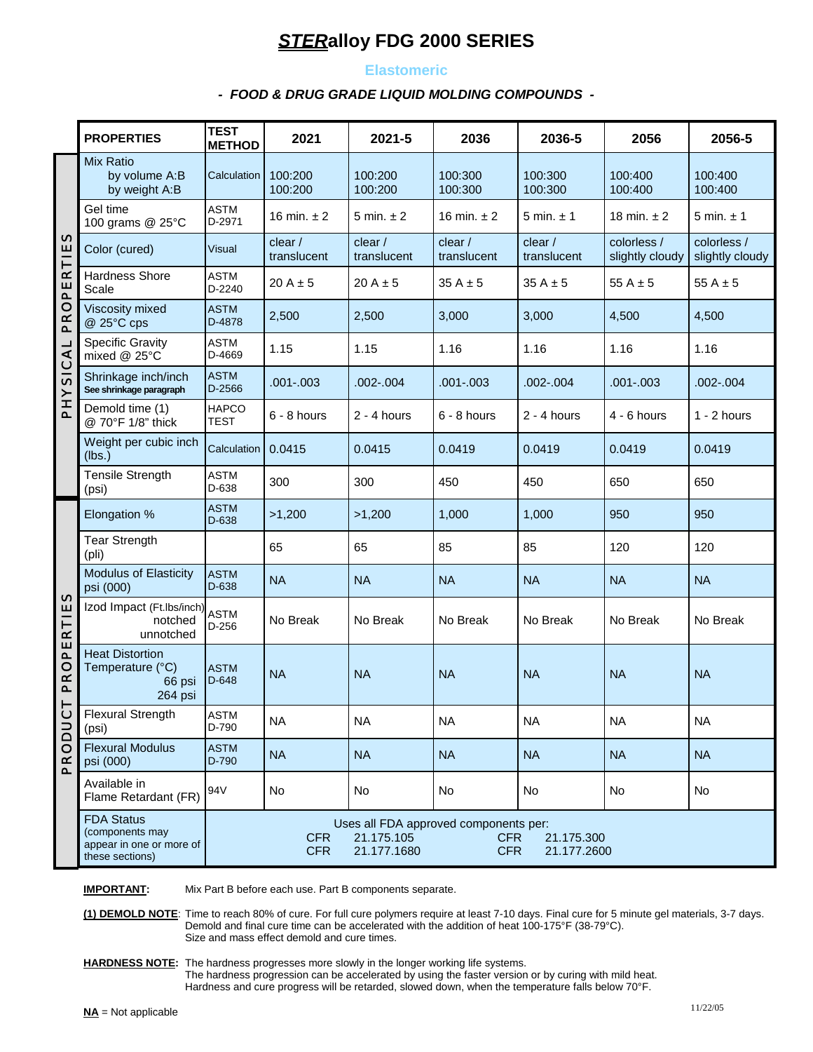# *STER*alloy FDG 2000 SERIES

**Elastomeric**

***- FOOD & DRUG GRADE LIQUID MOLDING COMPOUNDS -***

| | PROPERTIES | TEST METHOD | 2021 | 2021-5 | 2036 | 2036-5 | 2056 | 2056-5 |
|---|---|---|---|---|---|---|---|---|
| PHYSICAL PROPERTIES | Mix Ratio<br>by volume A:B<br>by weight A:B | Calculation | 100:200<br>100:200 | 100:200<br>100:200 | 100:300<br>100:300 | 100:300<br>100:300 | 100:400<br>100:400 | 100:400<br>100:400 |
| | Gel time<br>100 grams @ 25°C | ASTM D-2971 | 16 min. ± 2 | 5 min. ± 2 | 16 min. ± 2 | 5 min. ± 1 | 18 min. ± 2 | 5 min. ± 1 |
| | Color (cured) | Visual | clear / translucent | clear / translucent | clear / translucent | clear / translucent | colorless / slightly cloudy | colorless / slightly cloudy |
| | Hardness Shore Scale | ASTM D-2240 | 20 A ± 5 | 20 A ± 5 | 35 A ± 5 | 35 A ± 5 | 55 A ± 5 | 55 A ± 5 |
| | Viscosity mixed @ 25°C cps | ASTM D-4878 | 2,500 | 2,500 | 3,000 | 3,000 | 4,500 | 4,500 |
| | Specific Gravity mixed @ 25°C | ASTM D-4669 | 1.15 | 1.15 | 1.16 | 1.16 | 1.16 | 1.16 |
| | Shrinkage inch/inch<br>See shrinkage paragraph | ASTM D-2566 | .001-.003 | .002-.004 | .001-.003 | .002-.004 | .001-.003 | .002-.004 |
| | Demold time (1)<br>@ 70°F 1/8" thick | HAPCO TEST | 6 - 8 hours | 2 - 4 hours | 6 - 8 hours | 2 - 4 hours | 4 - 6 hours | 1 - 2 hours |
| | Weight per cubic inch (lbs.) | Calculation | 0.0415 | 0.0415 | 0.0419 | 0.0419 | 0.0419 | 0.0419 |
| | Tensile Strength (psi) | ASTM D-638 | 300 | 300 | 450 | 450 | 650 | 650 |
| PRODUCT PROPERTIES | Elongation % | ASTM D-638 | >1,200 | >1,200 | 1,000 | 1,000 | 950 | 950 |
| | Tear Strength (pli) | | 65 | 65 | 85 | 85 | 120 | 120 |
| | Modulus of Elasticity psi (000) | ASTM D-638 | NA | NA | NA | NA | NA | NA |
| | Izod Impact (Ft.lbs/inch)<br>notched<br>unnotched | ASTM D-256 | No Break | No Break | No Break | No Break | No Break | No Break |
| | Heat Distortion Temperature (°C)<br>66 psi<br>264 psi | ASTM D-648 | NA | NA | NA | NA | NA | NA |
| | Flexural Strength (psi) | ASTM D-790 | NA | NA | NA | NA | NA | NA |
| | Flexural Modulus psi (000) | ASTM D-790 | NA | NA | NA | NA | NA | NA |
| | Available in Flame Retardant (FR) | 94V | No | No | No | No | No | No |
| | FDA Status<br>(components may appear in one or more of these sections) | Uses all FDA approved components per:<br>CFR 21.175.105 CFR 21.175.300<br>CFR 21.177.1680 CFR 21.177.2600 | | | | | | |

**IMPORTANT:** Mix Part B before each use. Part B components separate.

**(1) DEMOLD NOTE**: Time to reach 80% of cure. For full cure polymers require at least 7-10 days. Final cure for 5 minute gel materials, 3-7 days. Demold and final cure time can be accelerated with the addition of heat 100-175°F (38-79°C). Size and mass effect demold and cure times.

**HARDNESS NOTE:** The hardness progresses more slowly in the longer working life systems. The hardness progression can be accelerated by using the faster version or by curing with mild heat. Hardness and cure progress will be retarded, slowed down, when the temperature falls below 70°F.

**NA** = Not applicable

11/22/05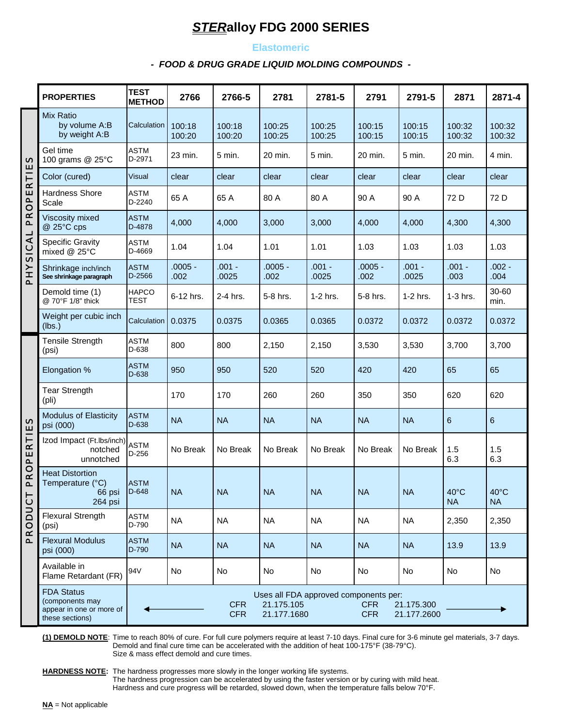# ***STER*alloy FDG 2000 SERIES**

**Elastomeric**

***- FOOD & DRUG GRADE LIQUID MOLDING COMPOUNDS -***

| | PROPERTIES | TEST METHOD | 2766 | 2766-5 | 2781 | 2781-5 | 2791 | 2791-5 | 2871 | 2871-4 |
|---|---|---|---|---|---|---|---|---|---|---|
| PHYSICAL PROPERTIES | Mix Ratio by volume A:B by weight A:B | Calculation | 100:18 100:20 | 100:18 100:20 | 100:25 100:25 | 100:25 100:25 | 100:15 100:15 | 100:15 100:15 | 100:32 100:32 | 100:32 100:32 |
| | Gel time 100 grams @ 25°C | ASTM D-2971 | 23 min. | 5 min. | 20 min. | 5 min. | 20 min. | 5 min. | 20 min. | 4 min. |
| | Color (cured) | Visual | clear | clear | clear | clear | clear | clear | clear | clear |
| | Hardness Shore Scale | ASTM D-2240 | 65 A | 65 A | 80 A | 80 A | 90 A | 90 A | 72 D | 72 D |
| | Viscosity mixed @ 25°C cps | ASTM D-4878 | 4,000 | 4,000 | 3,000 | 3,000 | 4,000 | 4,000 | 4,300 | 4,300 |
| | Specific Gravity mixed @ 25°C | ASTM D-4669 | 1.04 | 1.04 | 1.01 | 1.01 | 1.03 | 1.03 | 1.03 | 1.03 |
| | Shrinkage inch/inch **See shrinkage paragraph** | ASTM D-2566 | .0005 - .002 | .001 - .0025 | .0005 - .002 | .001 - .0025 | .0005 - .002 | .001 - .0025 | .001 - .003 | .002 - .004 |
| | Demold time (1) @ 70°F 1/8" thick | HAPCO TEST | 6-12 hrs. | 2-4 hrs. | 5-8 hrs. | 1-2 hrs. | 5-8 hrs. | 1-2 hrs. | 1-3 hrs. | 30-60 min. |
| | Weight per cubic inch (lbs.) | Calculation | 0.0375 | 0.0375 | 0.0365 | 0.0365 | 0.0372 | 0.0372 | 0.0372 | 0.0372 |
| PRODUCT PROPERTIES | Tensile Strength (psi) | ASTM D-638 | 800 | 800 | 2,150 | 2,150 | 3,530 | 3,530 | 3,700 | 3,700 |
| | Elongation % | ASTM D-638 | 950 | 950 | 520 | 520 | 420 | 420 | 65 | 65 |
| | Tear Strength (pli) | | 170 | 170 | 260 | 260 | 350 | 350 | 620 | 620 |
| | Modulus of Elasticity psi (000) | ASTM D-638 | NA | NA | NA | NA | NA | NA | 6 | 6 |
| | Izod Impact (Ft.lbs/inch) notched unnotched | ASTM D-256 | No Break | No Break | No Break | No Break | No Break | No Break | 1.5 6.3 | 1.5 6.3 |
| | Heat Distortion Temperature (°C) 66 psi 264 psi | ASTM D-648 | NA | NA | NA | NA | NA | NA | 40°C NA | 40°C NA |
| | Flexural Strength (psi) | ASTM D-790 | NA | NA | NA | NA | NA | NA | 2,350 | 2,350 |
| | Flexural Modulus psi (000) | ASTM D-790 | NA | NA | NA | NA | NA | NA | 13.9 | 13.9 |
| | Available in Flame Retardant (FR) | 94V | No | No | No | No | No | No | No | No |
| | FDA Status (components may appear in one or more of these sections) | Uses all FDA approved components per: CFR 21.175.105, CFR 21.175.300, CFR 21.177.1680, CFR 21.177.2600 | | | | | | | | |

**(1) DEMOLD NOTE**: Time to reach 80% of cure. For full cure polymers require at least 7-10 days. Final cure for 3-6 minute gel materials, 3-7 days. Demold and final cure time can be accelerated with the addition of heat 100-175°F (38-79°C). Size & mass effect demold and cure times.

**HARDNESS NOTE**: The hardness progresses more slowly in the longer working life systems. The hardness progression can be accelerated by using the faster version or by curing with mild heat. Hardness and cure progress will be retarded, slowed down, when the temperature falls below 70°F.

**NA** = Not applicable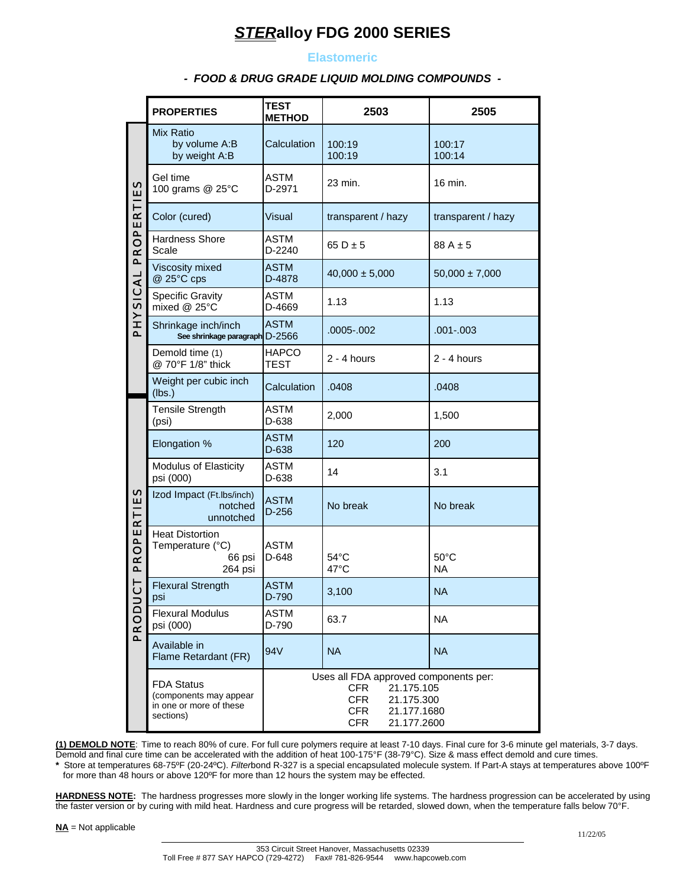# ***STER*alloy FDG 2000 SERIES**

**Elastomeric**

***- FOOD & DRUG GRADE LIQUID MOLDING COMPOUNDS -***

| | PROPERTIES | TEST METHOD | 2503 | 2505 |
|---|---|---|---|---|
| PHYSICAL PROPERTIES | Mix Ratio<br>by volume A:B<br>by weight A:B | Calculation | 100:19<br>100:19 | 100:17<br>100:14 |
| | Gel time<br>100 grams @ 25°C | ASTM D-2971 | 23 min. | 16 min. |
| | Color (cured) | Visual | transparent / hazy | transparent / hazy |
| | Hardness Shore Scale | ASTM D-2240 | 65 D ± 5 | 88 A ± 5 |
| | Viscosity mixed @ 25°C cps | ASTM D-4878 | 40,000 ± 5,000 | 50,000 ± 7,000 |
| | Specific Gravity mixed @ 25°C | ASTM D-4669 | 1.13 | 1.13 |
| | Shrinkage inch/inch<br>**See shrinkage paragraph** | ASTM D-2566 | .0005-.002 | .001-.003 |
| | Demold time (1)<br>@ 70°F 1/8" thick | HAPCO TEST | 2 - 4 hours | 2 - 4 hours |
| | Weight per cubic inch (lbs.) | Calculation | .0408 | .0408 |
| PRODUCT PROPERTIES | Tensile Strength (psi) | ASTM D-638 | 2,000 | 1,500 |
| | Elongation % | ASTM D-638 | 120 | 200 |
| | Modulus of Elasticity psi (000) | ASTM D-638 | 14 | 3.1 |
| | Izod Impact (Ft.lbs/inch)<br>notched<br>unnotched | ASTM D-256 | No break | No break |
| | Heat Distortion Temperature (°C)<br>66 psi<br>264 psi | ASTM D-648 | 54°C<br>47°C | 50°C<br>NA |
| | Flexural Strength psi | ASTM D-790 | 3,100 | NA |
| | Flexural Modulus psi (000) | ASTM D-790 | 63.7 | NA |
| | Available in Flame Retardant (FR) | 94V | NA | NA |
| | FDA Status<br>(components may appear in one or more of these sections) | Uses all FDA approved components per:<br>CFR 21.175.105<br>CFR 21.175.300<br>CFR 21.177.1680<br>CFR 21.177.2600 | | |

**(1) DEMOLD NOTE**: Time to reach 80% of cure. For full cure polymers require at least 7-10 days. Final cure for 3-6 minute gel materials, 3-7 days. Demold and final cure time can be accelerated with the addition of heat 100-175°F (38-79°C). Size & mass effect demold and cure times.

**\*** Store at temperatures 68-75ºF (20-24ºC). *Filter*bond R-327 is a special encapsulated molecule system. If Part-A stays at temperatures above 100ºF for more than 48 hours or above 120ºF for more than 12 hours the system may be effected.

**HARDNESS NOTE:** The hardness progresses more slowly in the longer working life systems. The hardness progression can be accelerated by using the faster version or by curing with mild heat. Hardness and cure progress will be retarded, slowed down, when the temperature falls below 70°F.

**NA** = Not applicable

11/22/05

353 Circuit Street Hanover, Massachusetts 02339
Toll Free # 877 SAY HAPCO (729-4272) Fax# 781-826-9544 www.hapcoweb.com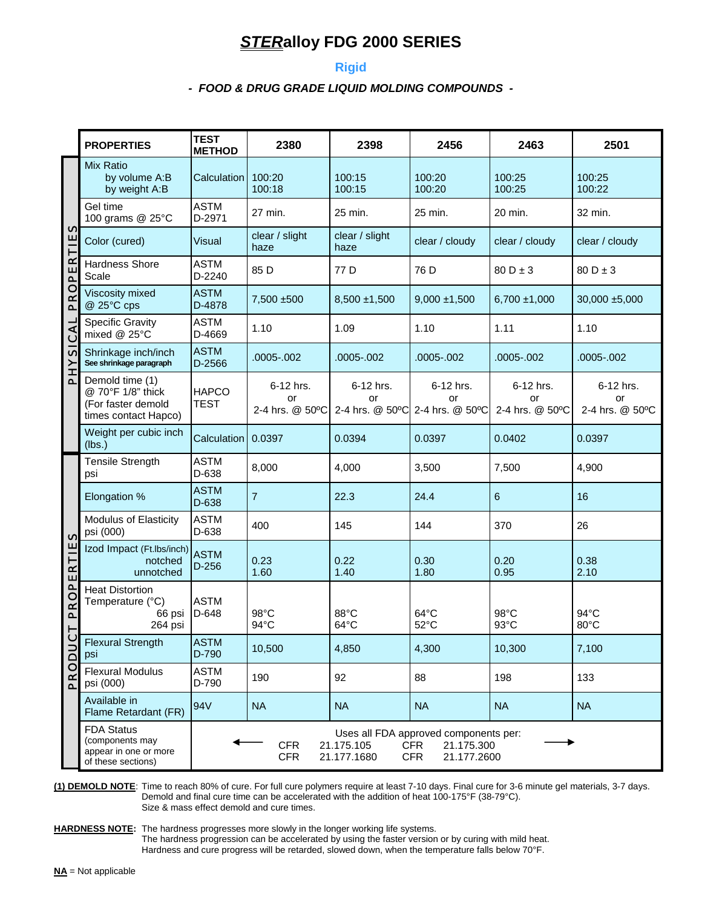# *STER*alloy FDG 2000 SERIES

## Rigid

### *- FOOD & DRUG GRADE LIQUID MOLDING COMPOUNDS -*

| | PROPERTIES | TEST METHOD | 2380 | 2398 | 2456 | 2463 | 2501 |
|---|---|---|---|---|---|---|---|
| PHYSICAL PROPERTIES | Mix Ratio<br>by volume A:B<br>by weight A:B | Calculation | 100:20<br>100:18 | 100:15<br>100:15 | 100:20<br>100:20 | 100:25<br>100:25 | 100:25<br>100:22 |
| | Gel time<br>100 grams @ 25°C | ASTM D-2971 | 27 min. | 25 min. | 25 min. | 20 min. | 32 min. |
| | Color (cured) | Visual | clear / slight haze | clear / slight haze | clear / cloudy | clear / cloudy | clear / cloudy |
| | Hardness Shore Scale | ASTM D-2240 | 85 D | 77 D | 76 D | 80 D ± 3 | 80 D ± 3 |
| | Viscosity mixed @ 25°C cps | ASTM D-4878 | 7,500 ±500 | 8,500 ±1,500 | 9,000 ±1,500 | 6,700 ±1,000 | 30,000 ±5,000 |
| | Specific Gravity mixed @ 25°C | ASTM D-4669 | 1.10 | 1.09 | 1.10 | 1.11 | 1.10 |
| | Shrinkage inch/inch<br>See shrinkage paragraph | ASTM D-2566 | .0005-.002 | .0005-.002 | .0005-.002 | .0005-.002 | .0005-.002 |
| | Demold time (1)<br>@ 70°F 1/8" thick<br>(For faster demold times contact Hapco) | HAPCO TEST | 6-12 hrs.<br>or<br>2-4 hrs. @ 50ºC | 6-12 hrs.<br>or<br>2-4 hrs. @ 50ºC | 6-12 hrs.<br>or<br>2-4 hrs. @ 50ºC | 6-12 hrs.<br>or<br>2-4 hrs. @ 50ºC | 6-12 hrs.<br>or<br>2-4 hrs. @ 50ºC |
| | Weight per cubic inch (lbs.) | Calculation | 0.0397 | 0.0394 | 0.0397 | 0.0402 | 0.0397 |
| PRODUCT PROPERTIES | Tensile Strength psi | ASTM D-638 | 8,000 | 4,000 | 3,500 | 7,500 | 4,900 |
| | Elongation % | ASTM D-638 | 7 | 22.3 | 24.4 | 6 | 16 |
| | Modulus of Elasticity psi (000) | ASTM D-638 | 400 | 145 | 144 | 370 | 26 |
| | Izod Impact (Ft.lbs/inch)<br>notched<br>unnotched | ASTM D-256 | 0.23<br>1.60 | 0.22<br>1.40 | 0.30<br>1.80 | 0.20<br>0.95 | 0.38<br>2.10 |
| | Heat Distortion Temperature (°C)<br>66 psi<br>264 psi | ASTM D-648 | 98°C<br>94°C | 88°C<br>64°C | 64°C<br>52°C | 98°C<br>93°C | 94°C<br>80°C |
| | Flexural Strength psi | ASTM D-790 | 10,500 | 4,850 | 4,300 | 10,300 | 7,100 |
| | Flexural Modulus psi (000) | ASTM D-790 | 190 | 92 | 88 | 198 | 133 |
| | Available in Flame Retardant (FR) | 94V | NA | NA | NA | NA | NA |
| | FDA Status<br>(components may appear in one or more of these sections) | Uses all FDA approved components per:<br>CFR 21.175.105 CFR 21.175.300<br>CFR 21.177.1680 CFR 21.177.2600 | | | | | |

**(1) DEMOLD NOTE**: Time to reach 80% of cure. For full cure polymers require at least 7-10 days. Final cure for 3-6 minute gel materials, 3-7 days. Demold and final cure time can be accelerated with the addition of heat 100-175°F (38-79°C). Size & mass effect demold and cure times.

**HARDNESS NOTE**: The hardness progresses more slowly in the longer working life systems. The hardness progression can be accelerated by using the faster version or by curing with mild heat. Hardness and cure progress will be retarded, slowed down, when the temperature falls below 70°F.

**NA** = Not applicable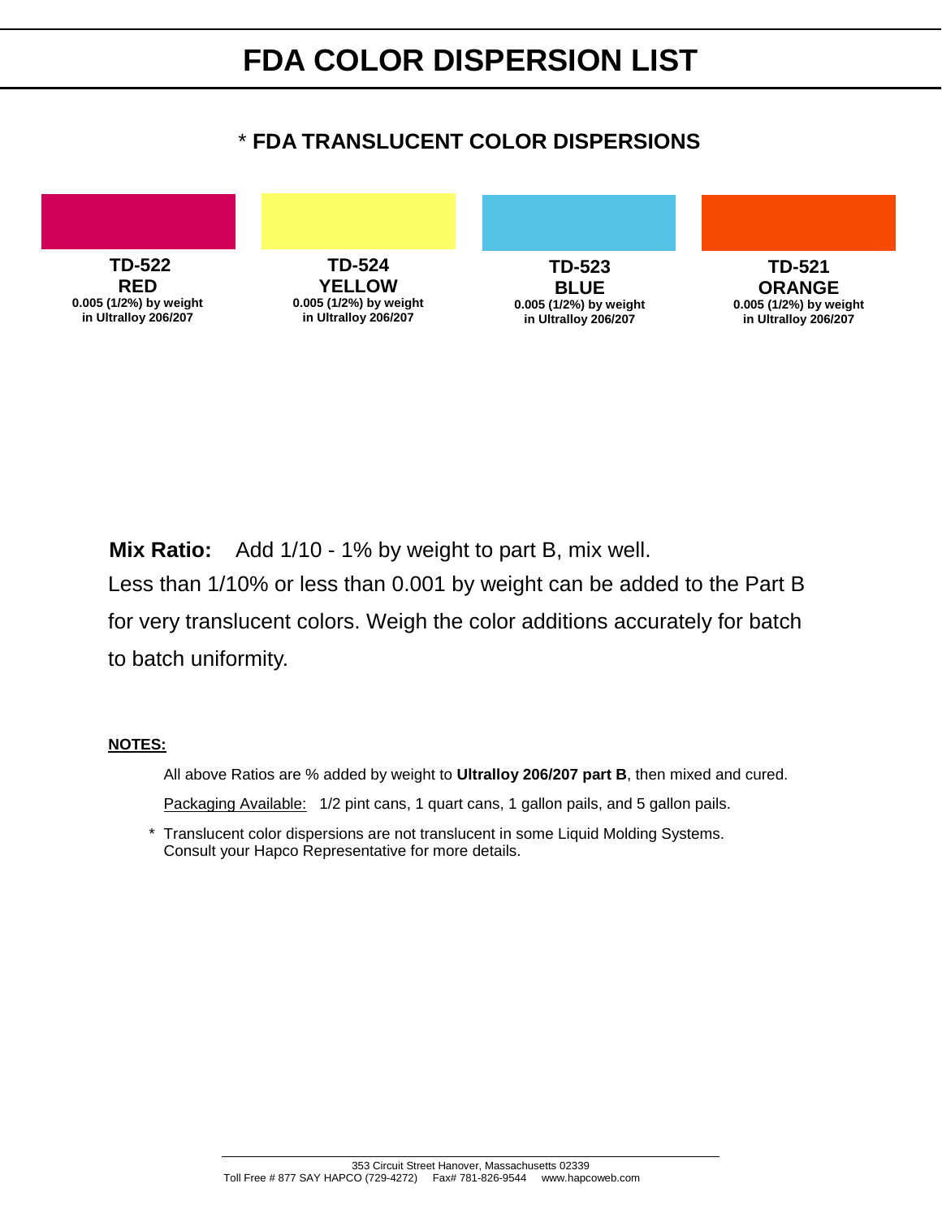# FDA COLOR DISPERSION LIST

## * FDA TRANSLUCENT COLOR DISPERSIONS

| TD-522 | TD-524 | TD-523 | TD-521 |
|---|---|---|---|
| **RED** | **YELLOW** | **BLUE** | **ORANGE** |
| 0.005 (1/2%) by weight in Ultralloy 206/207 | 0.005 (1/2%) by weight in Ultralloy 206/207 | 0.005 (1/2%) by weight in Ultralloy 206/207 | 0.005 (1/2%) by weight in Ultralloy 206/207 |

**Mix Ratio:** Add 1/10 - 1% by weight to part B, mix well.
Less than 1/10% or less than 0.001 by weight can be added to the Part B for very translucent colors. Weigh the color additions accurately for batch to batch uniformity.

**NOTES:**

All above Ratios are % added by weight to **Ultralloy 206/207 part B**, then mixed and cured.

Packaging Available: 1/2 pint cans, 1 quart cans, 1 gallon pails, and 5 gallon pails.

\* Translucent color dispersions are not translucent in some Liquid Molding Systems. Consult your Hapco Representative for more details.

353 Circuit Street Hanover, Massachusetts 02339
Toll Free # 877 SAY HAPCO (729-4272) Fax# 781-826-9544 www.hapcoweb.com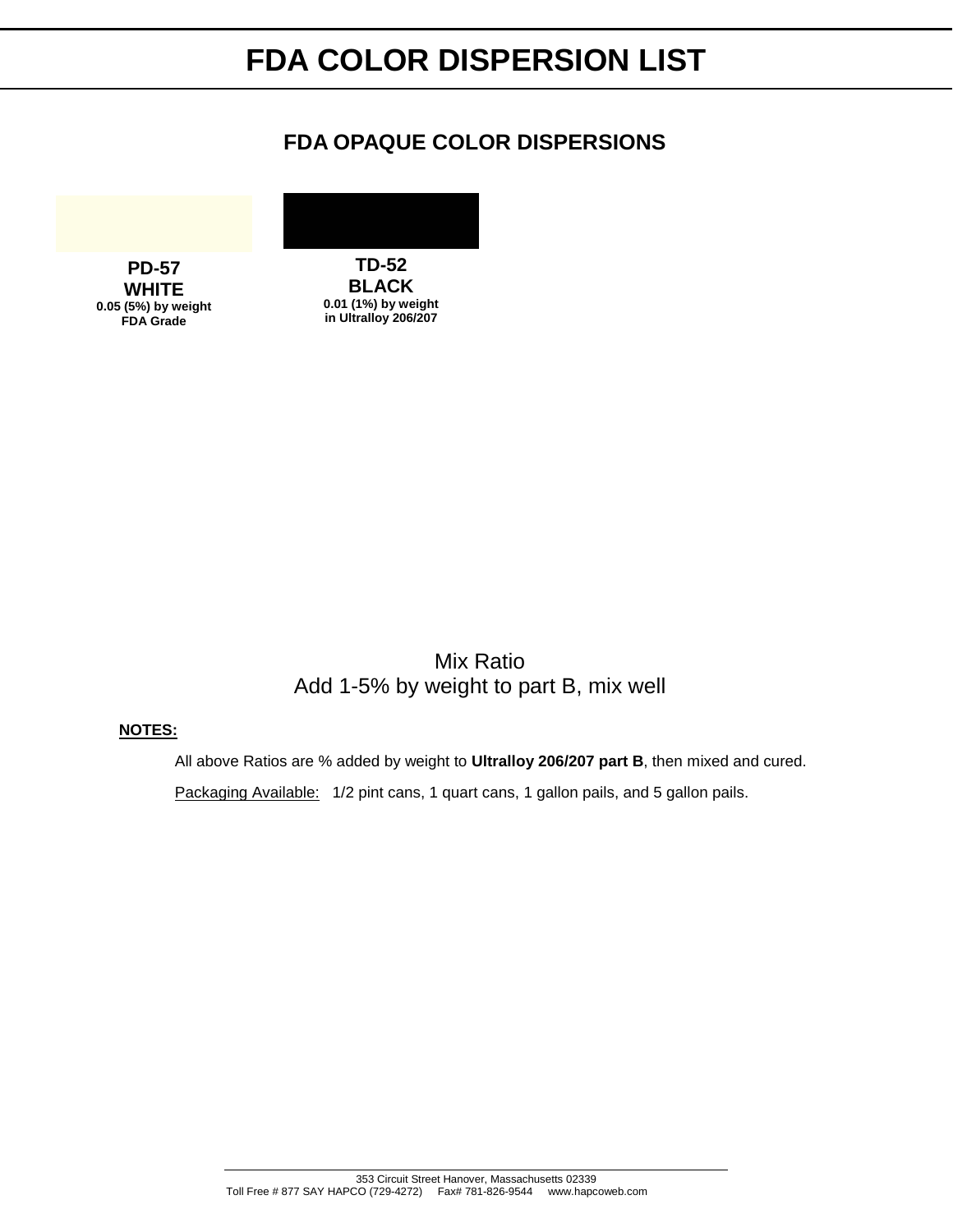# FDA COLOR DISPERSION LIST

## FDA OPAQUE COLOR DISPERSIONS

**PD-57**
**WHITE**
**0.05 (5%) by weight**
**FDA Grade**

**TD-52**
**BLACK**
**0.01 (1%) by weight**
**in Ultralloy 206/207**

Mix Ratio
Add 1-5% by weight to part B, mix well

**NOTES:**

All above Ratios are % added by weight to **Ultralloy 206/207 part B**, then mixed and cured.

Packaging Available: 1/2 pint cans, 1 quart cans, 1 gallon pails, and 5 gallon pails.

353 Circuit Street Hanover, Massachusetts 02339
Toll Free # 877 SAY HAPCO (729-4272) Fax# 781-826-9544 www.hapcoweb.com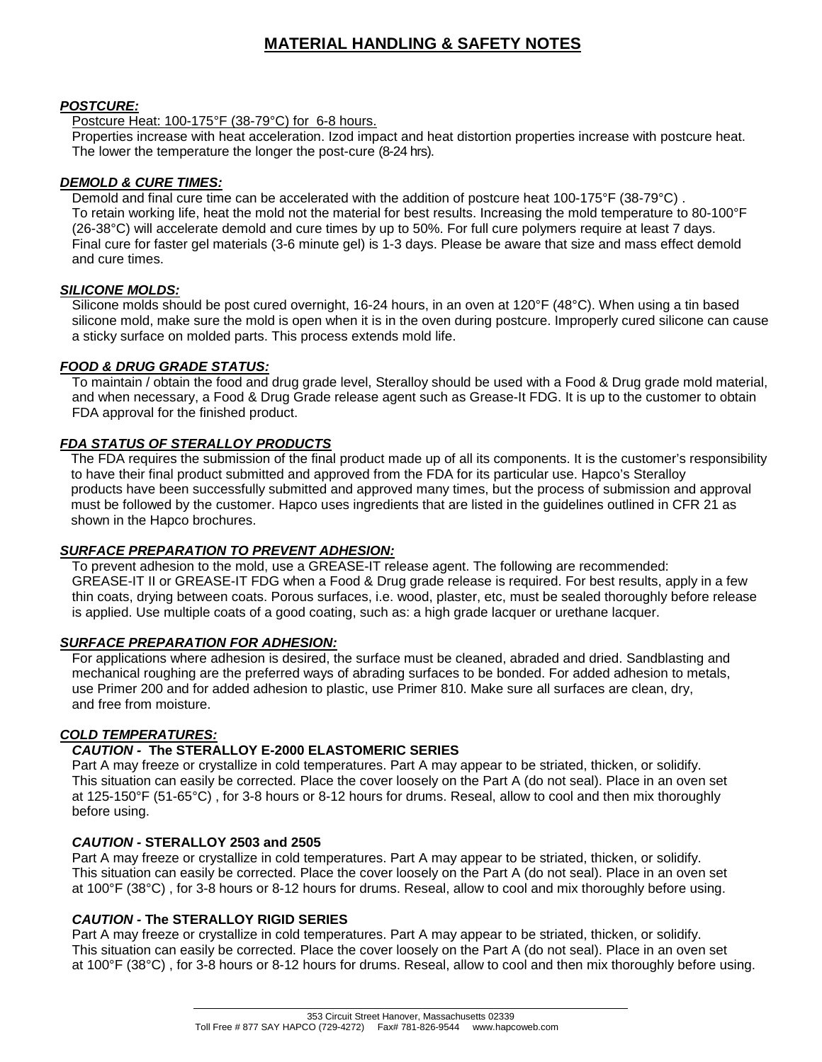# MATERIAL HANDLING & SAFETY NOTES

***POSTCURE:***

Postcure Heat: 100-175°F (38-79°C) for 6-8 hours.

Properties increase with heat acceleration. Izod impact and heat distortion properties increase with postcure heat. The lower the temperature the longer the post-cure (8-24 hrs).

***DEMOLD & CURE TIMES:***

Demold and final cure time can be accelerated with the addition of postcure heat 100-175°F (38-79°C) . To retain working life, heat the mold not the material for best results. Increasing the mold temperature to 80-100°F (26-38°C) will accelerate demold and cure times by up to 50%. For full cure polymers require at least 7 days. Final cure for faster gel materials (3-6 minute gel) is 1-3 days. Please be aware that size and mass effect demold and cure times.

***SILICONE MOLDS:***

Silicone molds should be post cured overnight, 16-24 hours, in an oven at 120°F (48°C). When using a tin based silicone mold, make sure the mold is open when it is in the oven during postcure. Improperly cured silicone can cause a sticky surface on molded parts. This process extends mold life.

***FOOD & DRUG GRADE STATUS:***

To maintain / obtain the food and drug grade level, Steralloy should be used with a Food & Drug grade mold material, and when necessary, a Food & Drug Grade release agent such as Grease-It FDG. It is up to the customer to obtain FDA approval for the finished product.

***FDA STATUS OF STERALLOY PRODUCTS***

The FDA requires the submission of the final product made up of all its components. It is the customer's responsibility to have their final product submitted and approved from the FDA for its particular use. Hapco's Steralloy products have been successfully submitted and approved many times, but the process of submission and approval must be followed by the customer. Hapco uses ingredients that are listed in the guidelines outlined in CFR 21 as shown in the Hapco brochures.

***SURFACE PREPARATION TO PREVENT ADHESION:***

To prevent adhesion to the mold, use a GREASE-IT release agent. The following are recommended: GREASE-IT II or GREASE-IT FDG when a Food & Drug grade release is required. For best results, apply in a few thin coats, drying between coats. Porous surfaces, i.e. wood, plaster, etc, must be sealed thoroughly before release is applied. Use multiple coats of a good coating, such as: a high grade lacquer or urethane lacquer.

***SURFACE PREPARATION FOR ADHESION:***

For applications where adhesion is desired, the surface must be cleaned, abraded and dried. Sandblasting and mechanical roughing are the preferred ways of abrading surfaces to be bonded. For added adhesion to metals, use Primer 200 and for added adhesion to plastic, use Primer 810. Make sure all surfaces are clean, dry, and free from moisture.

***COLD TEMPERATURES:***

***CAUTION* - The STERALLOY E-2000 ELASTOMERIC SERIES**

Part A may freeze or crystallize in cold temperatures. Part A may appear to be striated, thicken, or solidify. This situation can easily be corrected. Place the cover loosely on the Part A (do not seal). Place in an oven set at 125-150°F (51-65°C) , for 3-8 hours or 8-12 hours for drums. Reseal, allow to cool and then mix thoroughly before using.

***CAUTION* - STERALLOY 2503 and 2505**

Part A may freeze or crystallize in cold temperatures. Part A may appear to be striated, thicken, or solidify. This situation can easily be corrected. Place the cover loosely on the Part A (do not seal). Place in an oven set at 100°F (38°C) , for 3-8 hours or 8-12 hours for drums. Reseal, allow to cool and mix thoroughly before using.

***CAUTION* - The STERALLOY RIGID SERIES**

Part A may freeze or crystallize in cold temperatures. Part A may appear to be striated, thicken, or solidify. This situation can easily be corrected. Place the cover loosely on the Part A (do not seal). Place in an oven set at 100°F (38°C) , for 3-8 hours or 8-12 hours for drums. Reseal, allow to cool and then mix thoroughly before using.

353 Circuit Street Hanover, Massachusetts 02339
Toll Free # 877 SAY HAPCO (729-4272) Fax# 781-826-9544 www.hapcoweb.com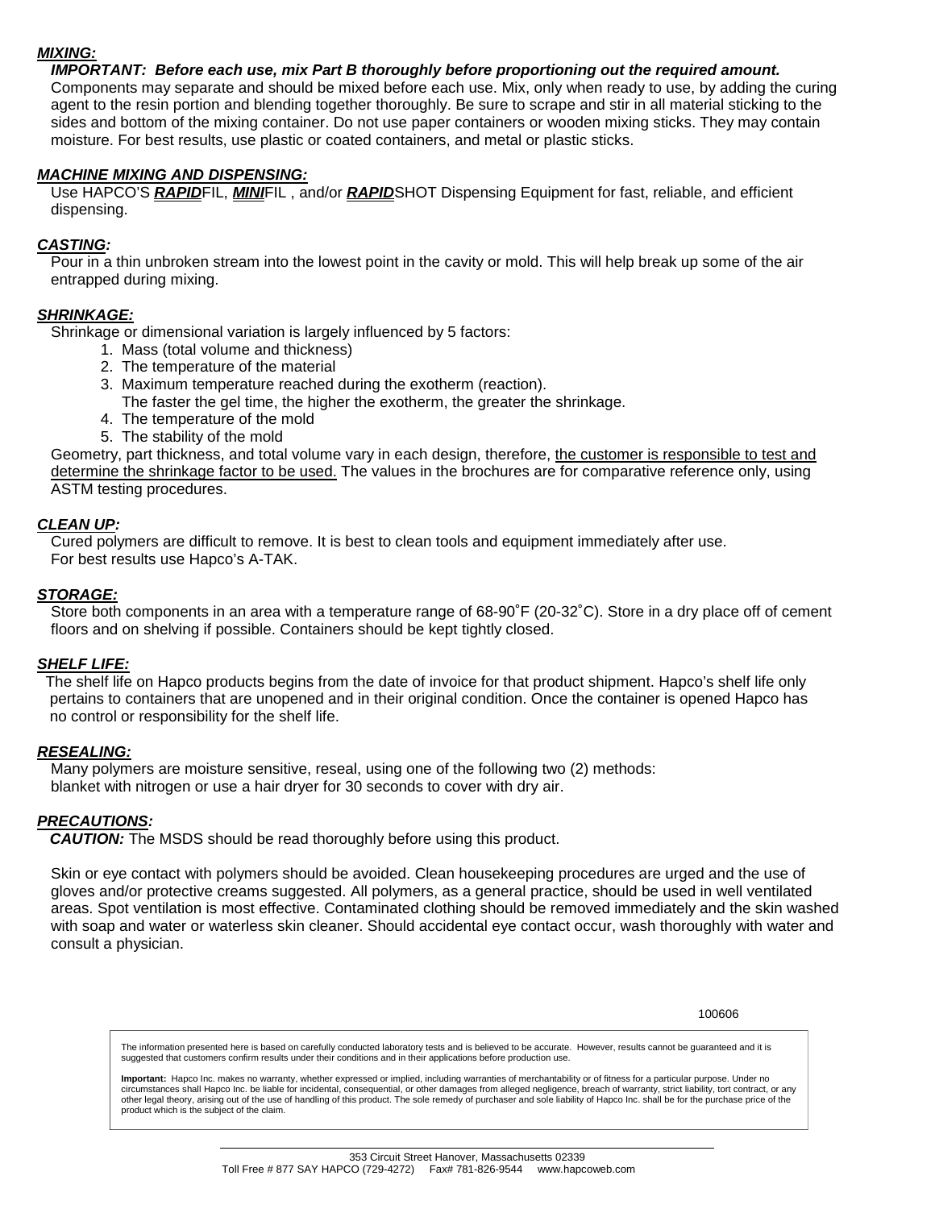## ***MIXING:***

***IMPORTANT: Before each use, mix Part B thoroughly before proportioning out the required amount.***
Components may separate and should be mixed before each use. Mix, only when ready to use, by adding the curing agent to the resin portion and blending together thoroughly. Be sure to scrape and stir in all material sticking to the sides and bottom of the mixing container. Do not use paper containers or wooden mixing sticks. They may contain moisture. For best results, use plastic or coated containers, and metal or plastic sticks.

## ***MACHINE MIXING AND DISPENSING:***

Use HAPCO'S ***RAPID***FIL, ***MINI***FIL , and/or ***RAPID***SHOT Dispensing Equipment for fast, reliable, and efficient dispensing.

## ***CASTING:***

Pour in a thin unbroken stream into the lowest point in the cavity or mold. This will help break up some of the air entrapped during mixing.

## ***SHRINKAGE:***

Shrinkage or dimensional variation is largely influenced by 5 factors:

1. Mass (total volume and thickness)
2. The temperature of the material
3. Maximum temperature reached during the exotherm (reaction).
   The faster the gel time, the higher the exotherm, the greater the shrinkage.
4. The temperature of the mold
5. The stability of the mold

Geometry, part thickness, and total volume vary in each design, therefore, the customer is responsible to test and determine the shrinkage factor to be used. The values in the brochures are for comparative reference only, using ASTM testing procedures.

## ***CLEAN UP:***

Cured polymers are difficult to remove. It is best to clean tools and equipment immediately after use.
For best results use Hapco's A-TAK.

## ***STORAGE:***

Store both components in an area with a temperature range of 68-90˚F (20-32˚C). Store in a dry place off of cement floors and on shelving if possible. Containers should be kept tightly closed.

## ***SHELF LIFE:***

The shelf life on Hapco products begins from the date of invoice for that product shipment. Hapco's shelf life only pertains to containers that are unopened and in their original condition. Once the container is opened Hapco has no control or responsibility for the shelf life.

## ***RESEALING:***

Many polymers are moisture sensitive, reseal, using one of the following two (2) methods:
blanket with nitrogen or use a hair dryer for 30 seconds to cover with dry air.

## ***PRECAUTIONS:***

***CAUTION:*** The MSDS should be read thoroughly before using this product.

Skin or eye contact with polymers should be avoided. Clean housekeeping procedures are urged and the use of gloves and/or protective creams suggested. All polymers, as a general practice, should be used in well ventilated areas. Spot ventilation is most effective. Contaminated clothing should be removed immediately and the skin washed with soap and water or waterless skin cleaner. Should accidental eye contact occur, wash thoroughly with water and consult a physician.

100606

The information presented here is based on carefully conducted laboratory tests and is believed to be accurate. However, results cannot be guaranteed and it is suggested that customers confirm results under their conditions and in their applications before production use.

**Important:** Hapco Inc. makes no warranty, whether expressed or implied, including warranties of merchantability or of fitness for a particular purpose. Under no circumstances shall Hapco Inc. be liable for incidental, consequential, or other damages from alleged negligence, breach of warranty, strict liability, tort contract, or any other legal theory, arising out of the use of handling of this product. The sole remedy of purchaser and sole liability of Hapco Inc. shall be for the purchase price of the product which is the subject of the claim.

353 Circuit Street Hanover, Massachusetts 02339
Toll Free # 877 SAY HAPCO (729-4272) Fax# 781-826-9544 www.hapcoweb.com